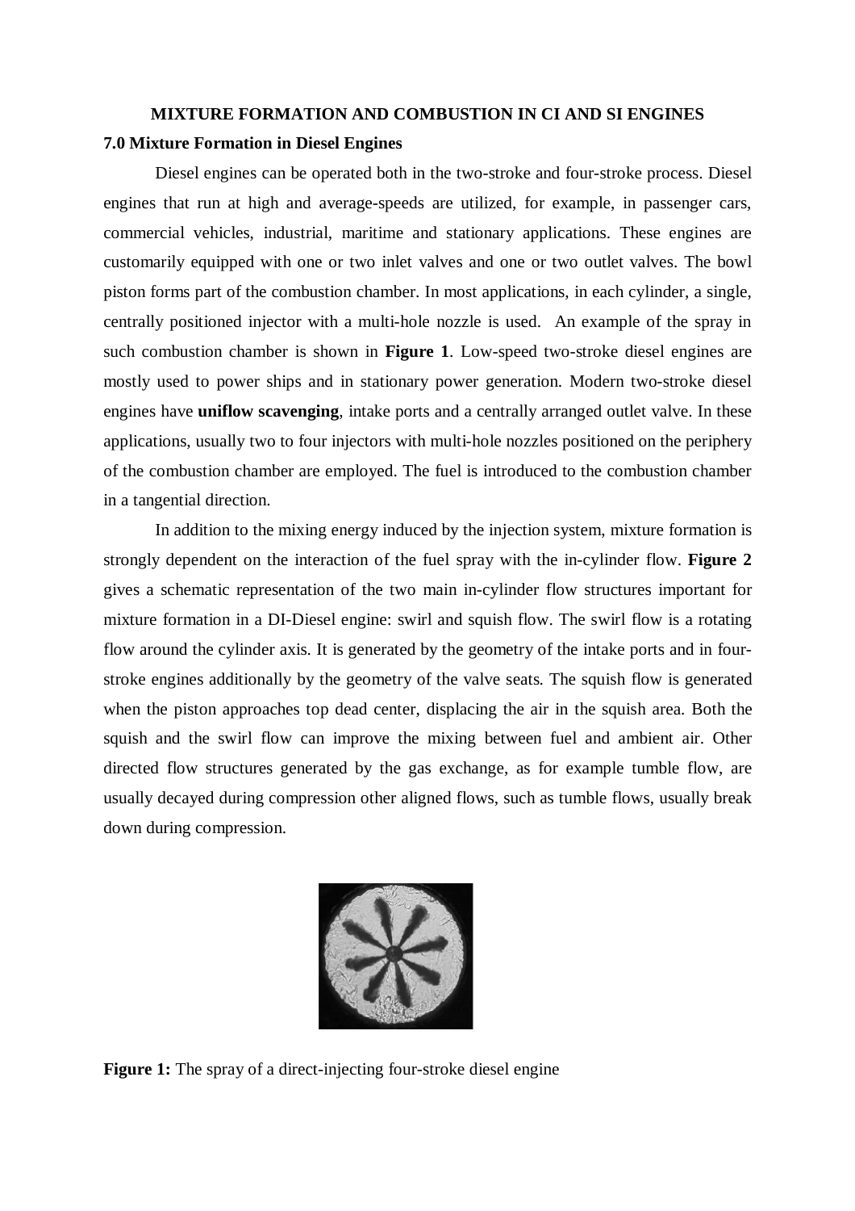# MIXTURE FORMATION AND COMBUSTION IN CI AND SI ENGINES

## 7.0 Mixture Formation in Diesel Engines

Diesel engines can be operated both in the two-stroke and four-stroke process. Diesel engines that run at high and average-speeds are utilized, for example, in passenger cars, commercial vehicles, industrial, maritime and stationary applications. These engines are customarily equipped with one or two inlet valves and one or two outlet valves. The bowl piston forms part of the combustion chamber. In most applications, in each cylinder, a single, centrally positioned injector with a multi-hole nozzle is used. An example of the spray in such combustion chamber is shown in **Figure 1**. Low-speed two-stroke diesel engines are mostly used to power ships and in stationary power generation. Modern two-stroke diesel engines have **uniflow scavenging**, intake ports and a centrally arranged outlet valve. In these applications, usually two to four injectors with multi-hole nozzles positioned on the periphery of the combustion chamber are employed. The fuel is introduced to the combustion chamber in a tangential direction.

In addition to the mixing energy induced by the injection system, mixture formation is strongly dependent on the interaction of the fuel spray with the in-cylinder flow. **Figure 2** gives a schematic representation of the two main in-cylinder flow structures important for mixture formation in a DI-Diesel engine: swirl and squish flow. The swirl flow is a rotating flow around the cylinder axis. It is generated by the geometry of the intake ports and in four-stroke engines additionally by the geometry of the valve seats. The squish flow is generated when the piston approaches top dead center, displacing the air in the squish area. Both the squish and the swirl flow can improve the mixing between fuel and ambient air. Other directed flow structures generated by the gas exchange, as for example tumble flow, are usually decayed during compression other aligned flows, such as tumble flows, usually break down during compression.

**Figure 1:** The spray of a direct-injecting four-stroke diesel engine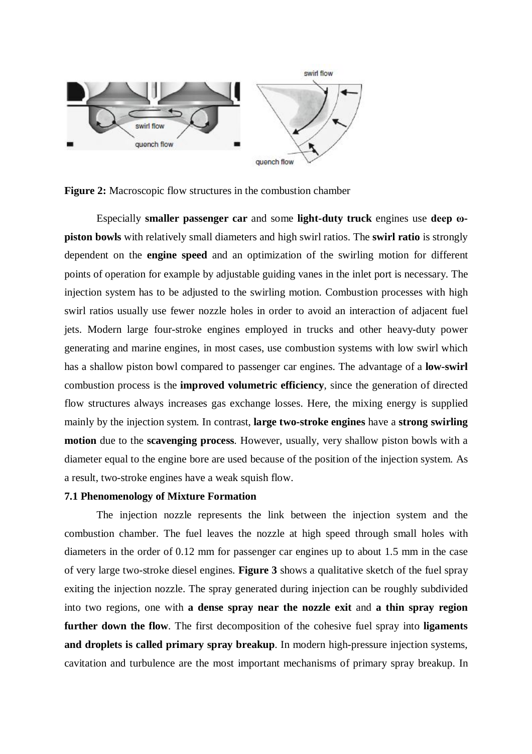**Figure 2:** Macroscopic flow structures in the combustion chamber

Especially **smaller passenger car** and some **light-duty truck** engines use **deep ω-piston bowls** with relatively small diameters and high swirl ratios. The **swirl ratio** is strongly dependent on the **engine speed** and an optimization of the swirling motion for different points of operation for example by adjustable guiding vanes in the inlet port is necessary. The injection system has to be adjusted to the swirling motion. Combustion processes with high swirl ratios usually use fewer nozzle holes in order to avoid an interaction of adjacent fuel jets. Modern large four-stroke engines employed in trucks and other heavy-duty power generating and marine engines, in most cases, use combustion systems with low swirl which has a shallow piston bowl compared to passenger car engines. The advantage of a **low-swirl** combustion process is the **improved volumetric efficiency**, since the generation of directed flow structures always increases gas exchange losses. Here, the mixing energy is supplied mainly by the injection system. In contrast, **large two-stroke engines** have a **strong swirling motion** due to the **scavenging process**. However, usually, very shallow piston bowls with a diameter equal to the engine bore are used because of the position of the injection system. As a result, two-stroke engines have a weak squish flow.

### 7.1 Phenomenology of Mixture Formation

The injection nozzle represents the link between the injection system and the combustion chamber. The fuel leaves the nozzle at high speed through small holes with diameters in the order of 0.12 mm for passenger car engines up to about 1.5 mm in the case of very large two-stroke diesel engines. **Figure 3** shows a qualitative sketch of the fuel spray exiting the injection nozzle. The spray generated during injection can be roughly subdivided into two regions, one with **a dense spray near the nozzle exit** and **a thin spray region further down the flow**. The first decomposition of the cohesive fuel spray into **ligaments and droplets is called primary spray breakup**. In modern high-pressure injection systems, cavitation and turbulence are the most important mechanisms of primary spray breakup. In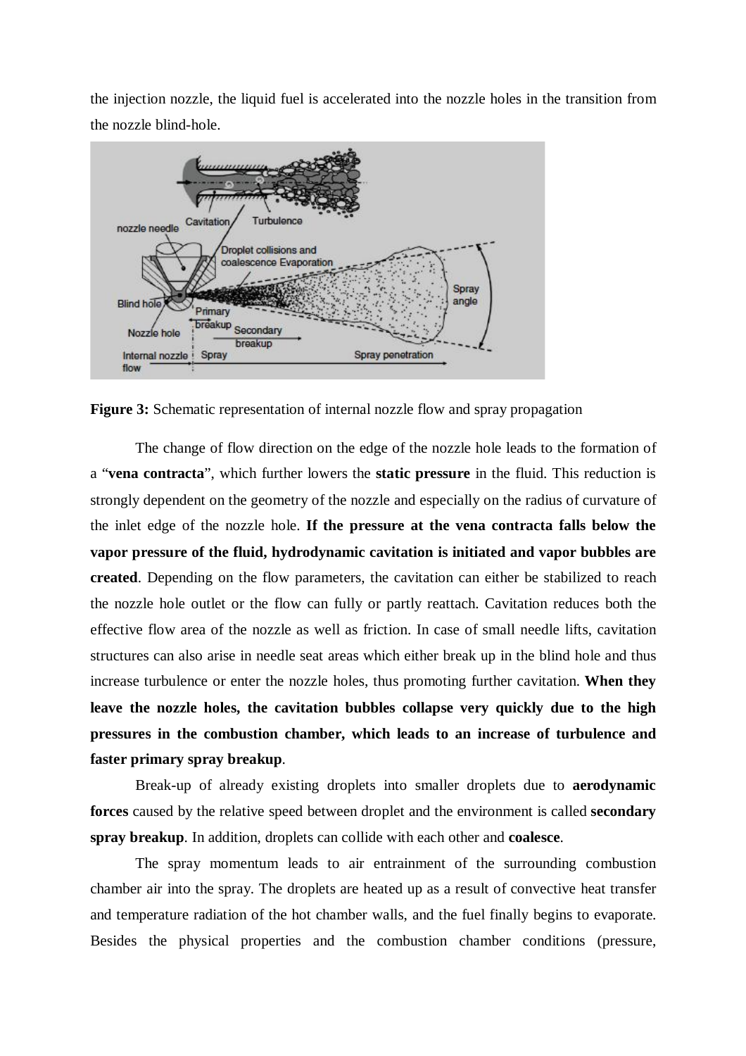the injection nozzle, the liquid fuel is accelerated into the nozzle holes in the transition from the nozzle blind-hole.

**Figure 3:** Schematic representation of internal nozzle flow and spray propagation

The change of flow direction on the edge of the nozzle hole leads to the formation of a "**vena contracta**", which further lowers the **static pressure** in the fluid. This reduction is strongly dependent on the geometry of the nozzle and especially on the radius of curvature of the inlet edge of the nozzle hole. **If the pressure at the vena contracta falls below the vapor pressure of the fluid, hydrodynamic cavitation is initiated and vapor bubbles are created**. Depending on the flow parameters, the cavitation can either be stabilized to reach the nozzle hole outlet or the flow can fully or partly reattach. Cavitation reduces both the effective flow area of the nozzle as well as friction. In case of small needle lifts, cavitation structures can also arise in needle seat areas which either break up in the blind hole and thus increase turbulence or enter the nozzle holes, thus promoting further cavitation. **When they leave the nozzle holes, the cavitation bubbles collapse very quickly due to the high pressures in the combustion chamber, which leads to an increase of turbulence and faster primary spray breakup**.

Break-up of already existing droplets into smaller droplets due to **aerodynamic forces** caused by the relative speed between droplet and the environment is called **secondary spray breakup**. In addition, droplets can collide with each other and **coalesce**.

The spray momentum leads to air entrainment of the surrounding combustion chamber air into the spray. The droplets are heated up as a result of convective heat transfer and temperature radiation of the hot chamber walls, and the fuel finally begins to evaporate. Besides the physical properties and the combustion chamber conditions (pressure,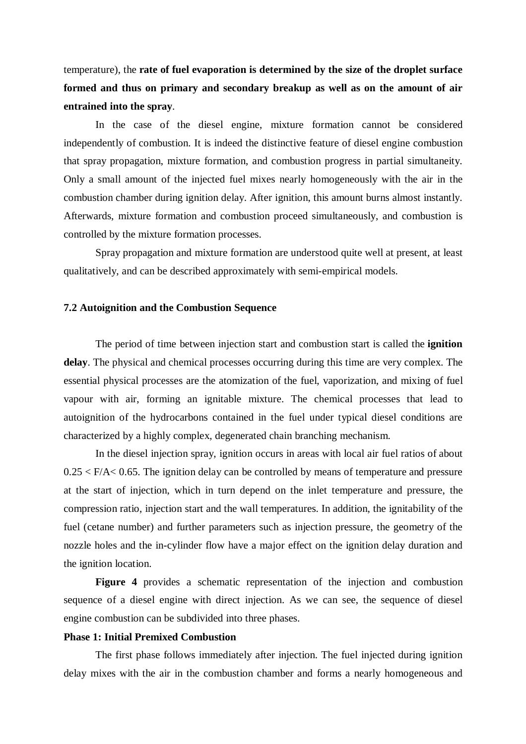temperature), the **rate of fuel evaporation is determined by the size of the droplet surface formed and thus on primary and secondary breakup as well as on the amount of air entrained into the spray**.

In the case of the diesel engine, mixture formation cannot be considered independently of combustion. It is indeed the distinctive feature of diesel engine combustion that spray propagation, mixture formation, and combustion progress in partial simultaneity. Only a small amount of the injected fuel mixes nearly homogeneously with the air in the combustion chamber during ignition delay. After ignition, this amount burns almost instantly. Afterwards, mixture formation and combustion proceed simultaneously, and combustion is controlled by the mixture formation processes.

Spray propagation and mixture formation are understood quite well at present, at least qualitatively, and can be described approximately with semi-empirical models.

### 7.2 Autoignition and the Combustion Sequence

The period of time between injection start and combustion start is called the **ignition delay**. The physical and chemical processes occurring during this time are very complex. The essential physical processes are the atomization of the fuel, vaporization, and mixing of fuel vapour with air, forming an ignitable mixture. The chemical processes that lead to autoignition of the hydrocarbons contained in the fuel under typical diesel conditions are characterized by a highly complex, degenerated chain branching mechanism.

In the diesel injection spray, ignition occurs in areas with local air fuel ratios of about $0.25 < F/A < 0.65$. The ignition delay can be controlled by means of temperature and pressure at the start of injection, which in turn depend on the inlet temperature and pressure, the compression ratio, injection start and the wall temperatures. In addition, the ignitability of the fuel (cetane number) and further parameters such as injection pressure, the geometry of the nozzle holes and the in-cylinder flow have a major effect on the ignition delay duration and the ignition location.

**Figure 4** provides a schematic representation of the injection and combustion sequence of a diesel engine with direct injection. As we can see, the sequence of diesel engine combustion can be subdivided into three phases.

**Phase 1: Initial Premixed Combustion**

The first phase follows immediately after injection. The fuel injected during ignition delay mixes with the air in the combustion chamber and forms a nearly homogeneous and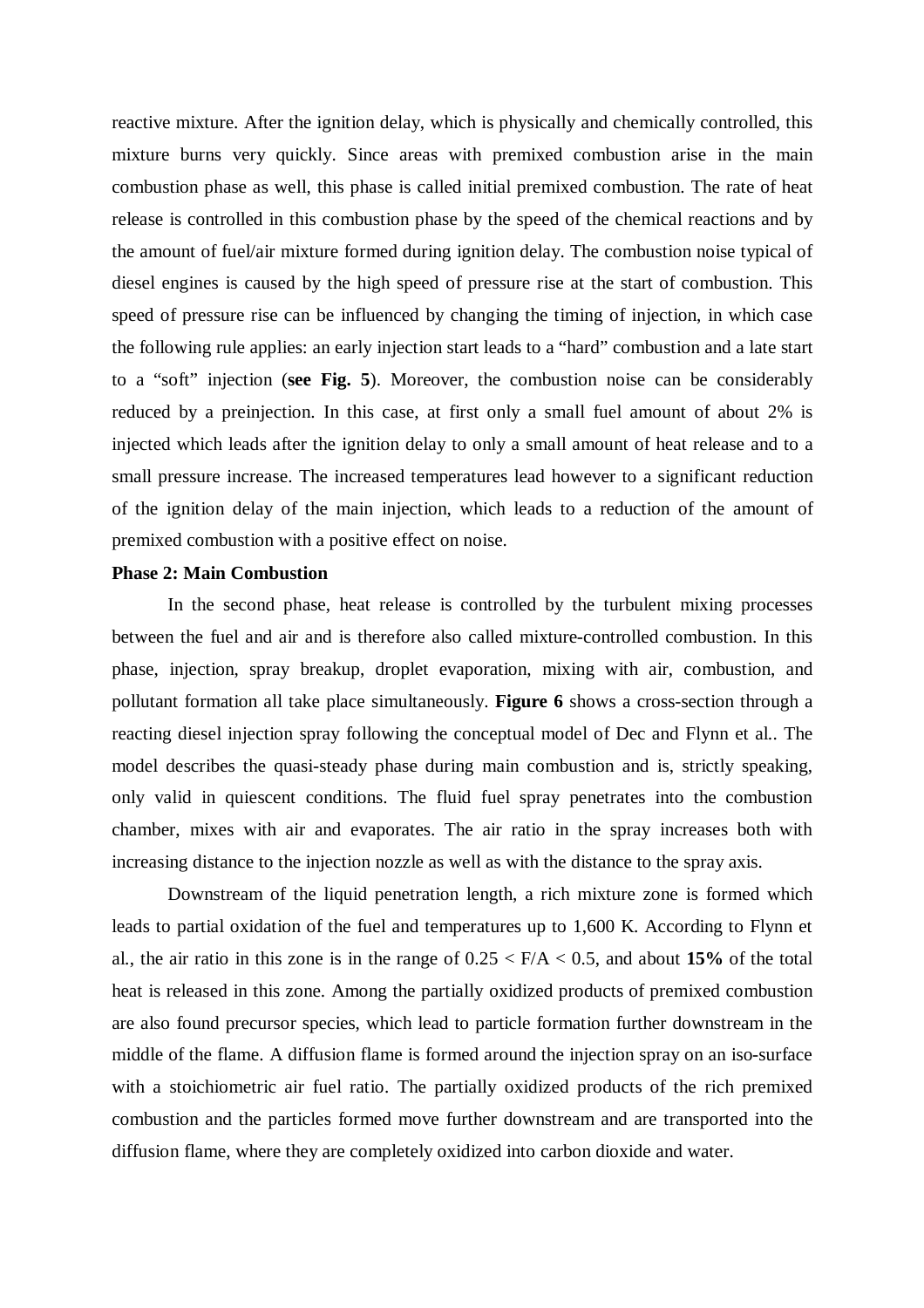reactive mixture. After the ignition delay, which is physically and chemically controlled, this mixture burns very quickly. Since areas with premixed combustion arise in the main combustion phase as well, this phase is called initial premixed combustion. The rate of heat release is controlled in this combustion phase by the speed of the chemical reactions and by the amount of fuel/air mixture formed during ignition delay. The combustion noise typical of diesel engines is caused by the high speed of pressure rise at the start of combustion. This speed of pressure rise can be influenced by changing the timing of injection, in which case the following rule applies: an early injection start leads to a "hard" combustion and a late start to a "soft" injection (**see Fig. 5**). Moreover, the combustion noise can be considerably reduced by a preinjection. In this case, at first only a small fuel amount of about 2% is injected which leads after the ignition delay to only a small amount of heat release and to a small pressure increase. The increased temperatures lead however to a significant reduction of the ignition delay of the main injection, which leads to a reduction of the amount of premixed combustion with a positive effect on noise.

**Phase 2: Main Combustion**

In the second phase, heat release is controlled by the turbulent mixing processes between the fuel and air and is therefore also called mixture-controlled combustion. In this phase, injection, spray breakup, droplet evaporation, mixing with air, combustion, and pollutant formation all take place simultaneously. **Figure 6** shows a cross-section through a reacting diesel injection spray following the conceptual model of Dec and Flynn et al.. The model describes the quasi-steady phase during main combustion and is, strictly speaking, only valid in quiescent conditions. The fluid fuel spray penetrates into the combustion chamber, mixes with air and evaporates. The air ratio in the spray increases both with increasing distance to the injection nozzle as well as with the distance to the spray axis.

Downstream of the liquid penetration length, a rich mixture zone is formed which leads to partial oxidation of the fuel and temperatures up to 1,600 K. According to Flynn et al., the air ratio in this zone is in the range of $0.25 < F/A < 0.5$, and about **15%** of the total heat is released in this zone. Among the partially oxidized products of premixed combustion are also found precursor species, which lead to particle formation further downstream in the middle of the flame. A diffusion flame is formed around the injection spray on an iso-surface with a stoichiometric air fuel ratio. The partially oxidized products of the rich premixed combustion and the particles formed move further downstream and are transported into the diffusion flame, where they are completely oxidized into carbon dioxide and water.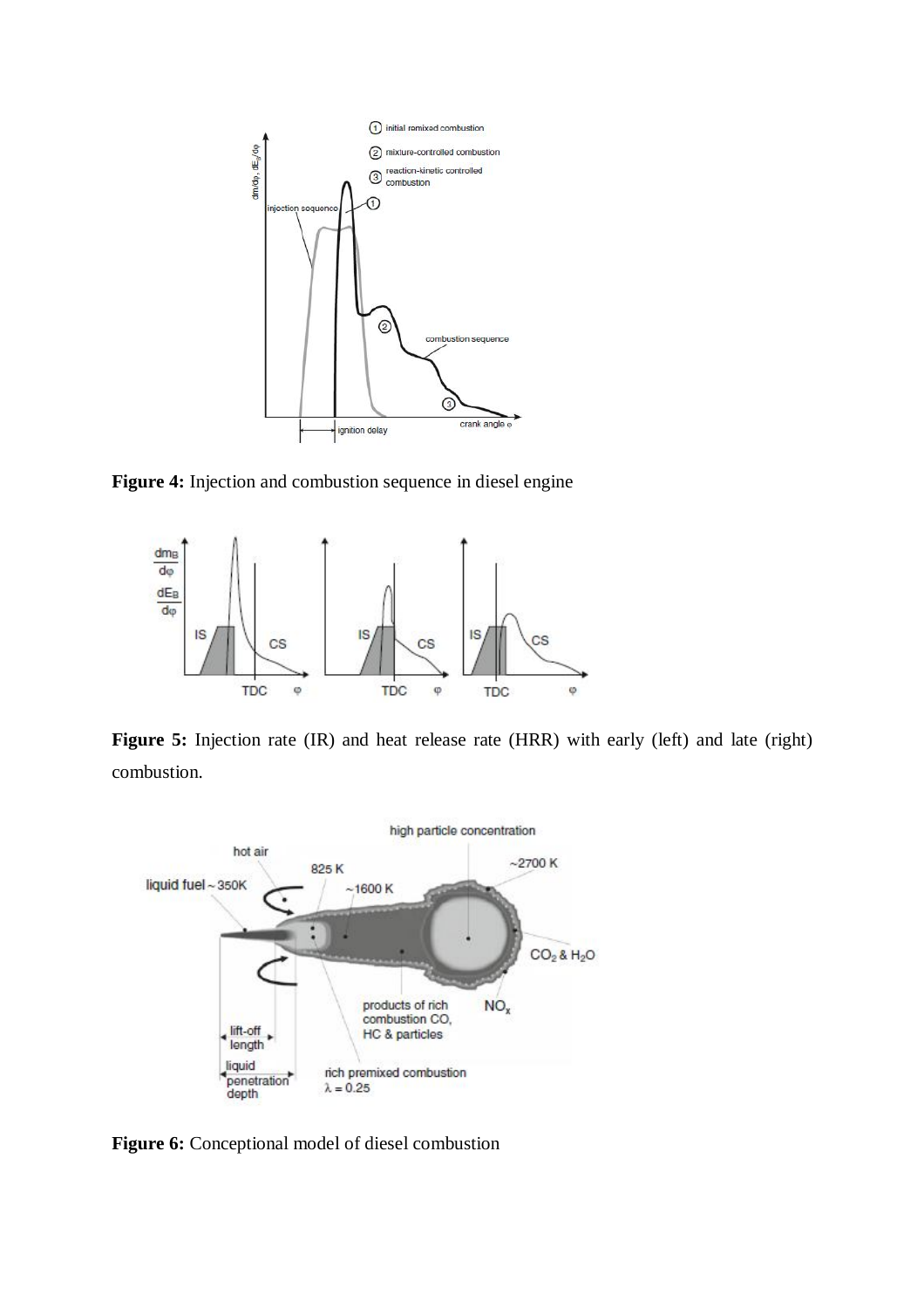**Figure 4:** Injection and combustion sequence in diesel engine

**Figure 5:** Injection rate (IR) and heat release rate (HRR) with early (left) and late (right) combustion.

**Figure 6:** Conceptional model of diesel combustion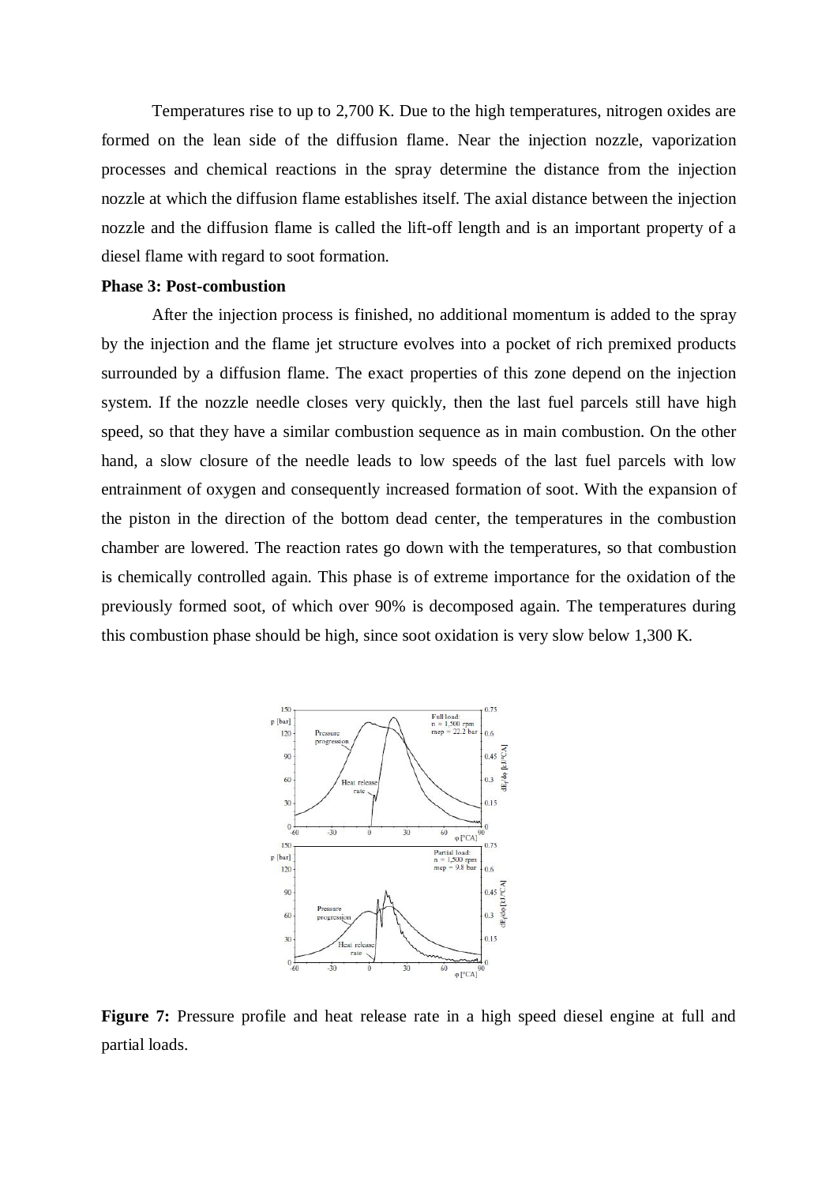Temperatures rise to up to 2,700 K. Due to the high temperatures, nitrogen oxides are formed on the lean side of the diffusion flame. Near the injection nozzle, vaporization processes and chemical reactions in the spray determine the distance from the injection nozzle at which the diffusion flame establishes itself. The axial distance between the injection nozzle and the diffusion flame is called the lift-off length and is an important property of a diesel flame with regard to soot formation.

**Phase 3: Post-combustion**

After the injection process is finished, no additional momentum is added to the spray by the injection and the flame jet structure evolves into a pocket of rich premixed products surrounded by a diffusion flame. The exact properties of this zone depend on the injection system. If the nozzle needle closes very quickly, then the last fuel parcels still have high speed, so that they have a similar combustion sequence as in main combustion. On the other hand, a slow closure of the needle leads to low speeds of the last fuel parcels with low entrainment of oxygen and consequently increased formation of soot. With the expansion of the piston in the direction of the bottom dead center, the temperatures in the combustion chamber are lowered. The reaction rates go down with the temperatures, so that combustion is chemically controlled again. This phase is of extreme importance for the oxidation of the previously formed soot, of which over 90% is decomposed again. The temperatures during this combustion phase should be high, since soot oxidation is very slow below 1,300 K.

**Figure 7:** Pressure profile and heat release rate in a high speed diesel engine at full and partial loads.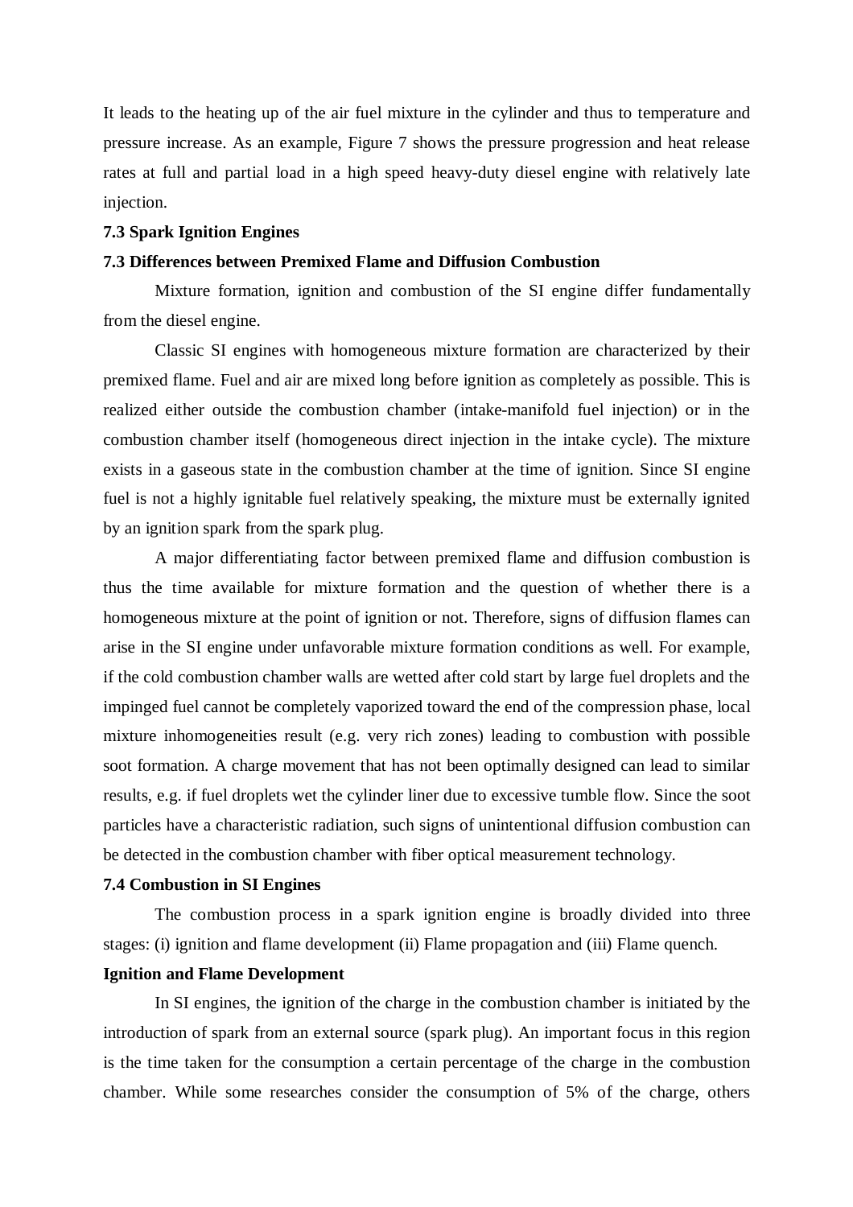It leads to the heating up of the air fuel mixture in the cylinder and thus to temperature and pressure increase. As an example, Figure 7 shows the pressure progression and heat release rates at full and partial load in a high speed heavy-duty diesel engine with relatively late injection.

**7.3 Spark Ignition Engines**

**7.3 Differences between Premixed Flame and Diffusion Combustion**

Mixture formation, ignition and combustion of the SI engine differ fundamentally from the diesel engine.

Classic SI engines with homogeneous mixture formation are characterized by their premixed flame. Fuel and air are mixed long before ignition as completely as possible. This is realized either outside the combustion chamber (intake-manifold fuel injection) or in the combustion chamber itself (homogeneous direct injection in the intake cycle). The mixture exists in a gaseous state in the combustion chamber at the time of ignition. Since SI engine fuel is not a highly ignitable fuel relatively speaking, the mixture must be externally ignited by an ignition spark from the spark plug.

A major differentiating factor between premixed flame and diffusion combustion is thus the time available for mixture formation and the question of whether there is a homogeneous mixture at the point of ignition or not. Therefore, signs of diffusion flames can arise in the SI engine under unfavorable mixture formation conditions as well. For example, if the cold combustion chamber walls are wetted after cold start by large fuel droplets and the impinged fuel cannot be completely vaporized toward the end of the compression phase, local mixture inhomogeneities result (e.g. very rich zones) leading to combustion with possible soot formation. A charge movement that has not been optimally designed can lead to similar results, e.g. if fuel droplets wet the cylinder liner due to excessive tumble flow. Since the soot particles have a characteristic radiation, such signs of unintentional diffusion combustion can be detected in the combustion chamber with fiber optical measurement technology.

**7.4 Combustion in SI Engines**

The combustion process in a spark ignition engine is broadly divided into three stages: (i) ignition and flame development (ii) Flame propagation and (iii) Flame quench.

**Ignition and Flame Development**

In SI engines, the ignition of the charge in the combustion chamber is initiated by the introduction of spark from an external source (spark plug). An important focus in this region is the time taken for the consumption a certain percentage of the charge in the combustion chamber. While some researches consider the consumption of 5% of the charge, others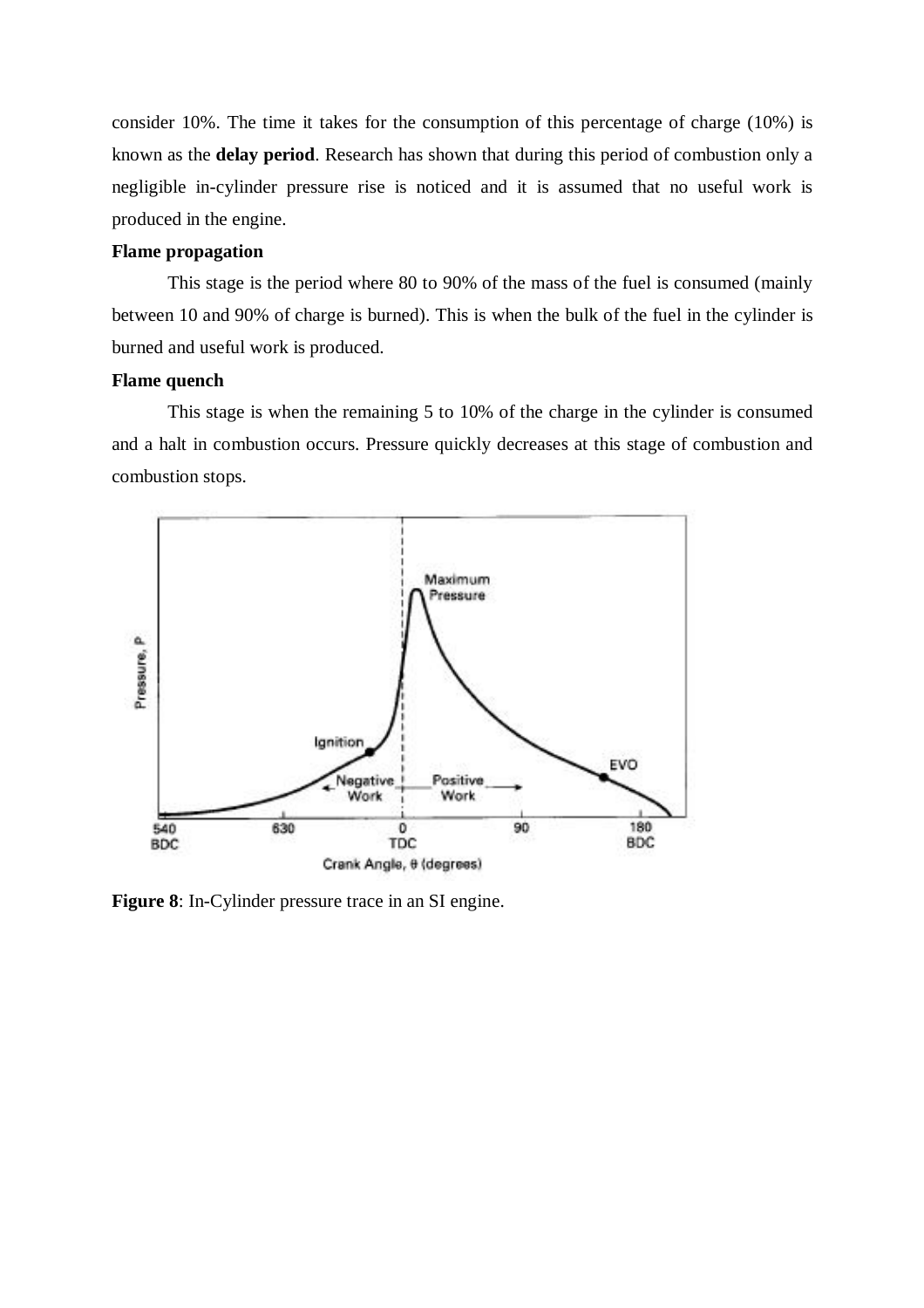consider 10%. The time it takes for the consumption of this percentage of charge (10%) is known as the **delay period**. Research has shown that during this period of combustion only a negligible in-cylinder pressure rise is noticed and it is assumed that no useful work is produced in the engine.

**Flame propagation**

This stage is the period where 80 to 90% of the mass of the fuel is consumed (mainly between 10 and 90% of charge is burned). This is when the bulk of the fuel in the cylinder is burned and useful work is produced.

**Flame quench**

This stage is when the remaining 5 to 10% of the charge in the cylinder is consumed and a halt in combustion occurs. Pressure quickly decreases at this stage of combustion and combustion stops.

Maximum Pressure

Pressure, P

Ignition

EVO

Negative Work

Positive Work

540 BDC

630

0 TDC

90

180 BDC

Crank Angle, θ (degrees)

**Figure 8**: In-Cylinder pressure trace in an SI engine.